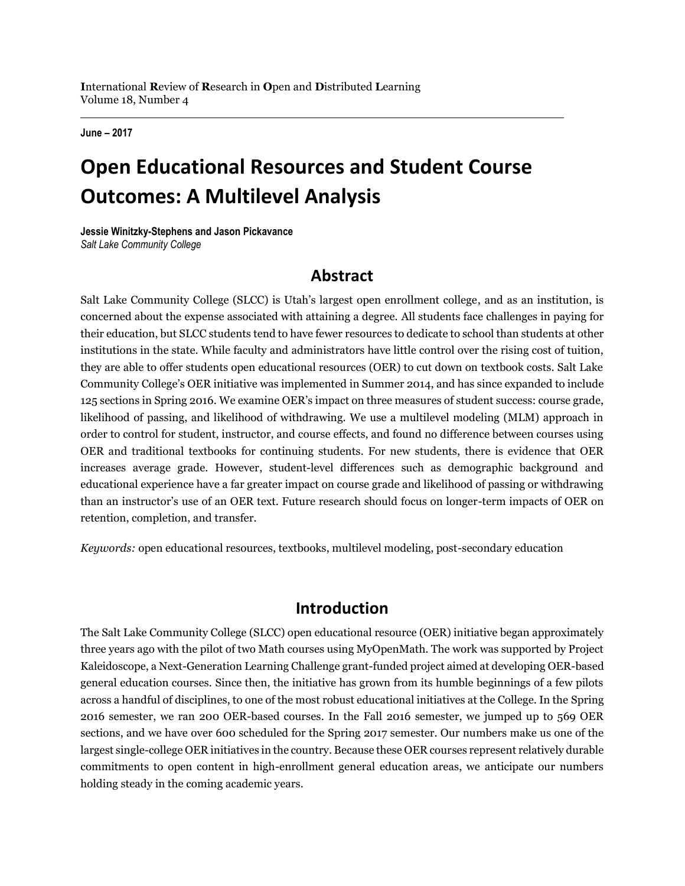**I**nternational **R**eview of **R**esearch in **O**pen and **D**istributed **L**earning
Volume 18, Number 4

**June – 2017**

# Open Educational Resources and Student Course Outcomes: A Multilevel Analysis

**Jessie Winitzky-Stephens and Jason Pickavance**
*Salt Lake Community College*

## Abstract

Salt Lake Community College (SLCC) is Utah's largest open enrollment college, and as an institution, is concerned about the expense associated with attaining a degree. All students face challenges in paying for their education, but SLCC students tend to have fewer resources to dedicate to school than students at other institutions in the state. While faculty and administrators have little control over the rising cost of tuition, they are able to offer students open educational resources (OER) to cut down on textbook costs. Salt Lake Community College's OER initiative was implemented in Summer 2014, and has since expanded to include 125 sections in Spring 2016. We examine OER's impact on three measures of student success: course grade, likelihood of passing, and likelihood of withdrawing. We use a multilevel modeling (MLM) approach in order to control for student, instructor, and course effects, and found no difference between courses using OER and traditional textbooks for continuing students. For new students, there is evidence that OER increases average grade. However, student-level differences such as demographic background and educational experience have a far greater impact on course grade and likelihood of passing or withdrawing than an instructor's use of an OER text. Future research should focus on longer-term impacts of OER on retention, completion, and transfer.

*Keywords:* open educational resources, textbooks, multilevel modeling, post-secondary education

## Introduction

The Salt Lake Community College (SLCC) open educational resource (OER) initiative began approximately three years ago with the pilot of two Math courses using MyOpenMath. The work was supported by Project Kaleidoscope, a Next-Generation Learning Challenge grant-funded project aimed at developing OER-based general education courses. Since then, the initiative has grown from its humble beginnings of a few pilots across a handful of disciplines, to one of the most robust educational initiatives at the College. In the Spring 2016 semester, we ran 200 OER-based courses. In the Fall 2016 semester, we jumped up to 569 OER sections, and we have over 600 scheduled for the Spring 2017 semester. Our numbers make us one of the largest single-college OER initiatives in the country. Because these OER courses represent relatively durable commitments to open content in high-enrollment general education areas, we anticipate our numbers holding steady in the coming academic years.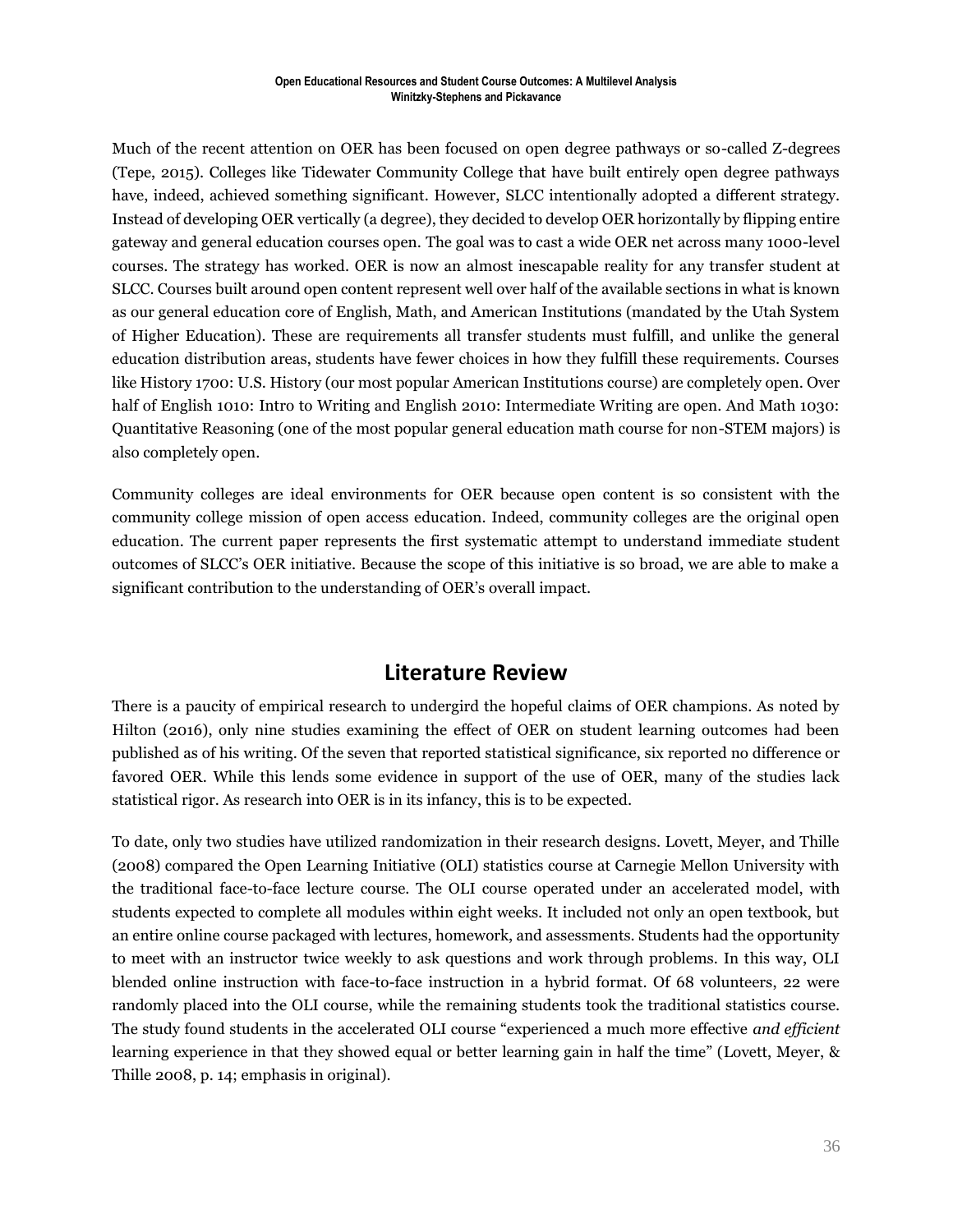Much of the recent attention on OER has been focused on open degree pathways or so-called Z-degrees (Tepe, 2015). Colleges like Tidewater Community College that have built entirely open degree pathways have, indeed, achieved something significant. However, SLCC intentionally adopted a different strategy. Instead of developing OER vertically (a degree), they decided to develop OER horizontally by flipping entire gateway and general education courses open. The goal was to cast a wide OER net across many 1000-level courses. The strategy has worked. OER is now an almost inescapable reality for any transfer student at SLCC. Courses built around open content represent well over half of the available sections in what is known as our general education core of English, Math, and American Institutions (mandated by the Utah System of Higher Education). These are requirements all transfer students must fulfill, and unlike the general education distribution areas, students have fewer choices in how they fulfill these requirements. Courses like History 1700: U.S. History (our most popular American Institutions course) are completely open. Over half of English 1010: Intro to Writing and English 2010: Intermediate Writing are open. And Math 1030: Quantitative Reasoning (one of the most popular general education math course for non-STEM majors) is also completely open.

Community colleges are ideal environments for OER because open content is so consistent with the community college mission of open access education. Indeed, community colleges are the original open education. The current paper represents the first systematic attempt to understand immediate student outcomes of SLCC's OER initiative. Because the scope of this initiative is so broad, we are able to make a significant contribution to the understanding of OER's overall impact.

## Literature Review

There is a paucity of empirical research to undergird the hopeful claims of OER champions. As noted by Hilton (2016), only nine studies examining the effect of OER on student learning outcomes had been published as of his writing. Of the seven that reported statistical significance, six reported no difference or favored OER. While this lends some evidence in support of the use of OER, many of the studies lack statistical rigor. As research into OER is in its infancy, this is to be expected.

To date, only two studies have utilized randomization in their research designs. Lovett, Meyer, and Thille (2008) compared the Open Learning Initiative (OLI) statistics course at Carnegie Mellon University with the traditional face-to-face lecture course. The OLI course operated under an accelerated model, with students expected to complete all modules within eight weeks. It included not only an open textbook, but an entire online course packaged with lectures, homework, and assessments. Students had the opportunity to meet with an instructor twice weekly to ask questions and work through problems. In this way, OLI blended online instruction with face-to-face instruction in a hybrid format. Of 68 volunteers, 22 were randomly placed into the OLI course, while the remaining students took the traditional statistics course. The study found students in the accelerated OLI course "experienced a much more effective *and efficient* learning experience in that they showed equal or better learning gain in half the time" (Lovett, Meyer, & Thille 2008, p. 14; emphasis in original).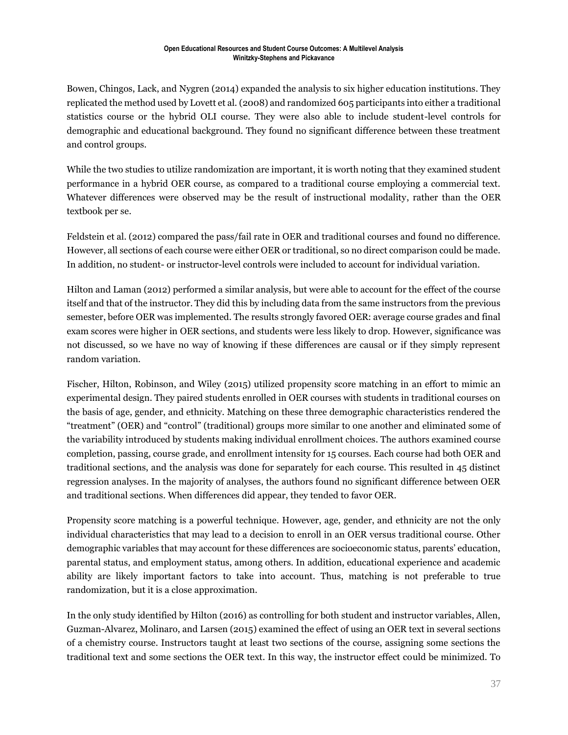Bowen, Chingos, Lack, and Nygren (2014) expanded the analysis to six higher education institutions. They replicated the method used by Lovett et al. (2008) and randomized 605 participants into either a traditional statistics course or the hybrid OLI course. They were also able to include student-level controls for demographic and educational background. They found no significant difference between these treatment and control groups.

While the two studies to utilize randomization are important, it is worth noting that they examined student performance in a hybrid OER course, as compared to a traditional course employing a commercial text. Whatever differences were observed may be the result of instructional modality, rather than the OER textbook per se.

Feldstein et al. (2012) compared the pass/fail rate in OER and traditional courses and found no difference. However, all sections of each course were either OER or traditional, so no direct comparison could be made. In addition, no student- or instructor-level controls were included to account for individual variation.

Hilton and Laman (2012) performed a similar analysis, but were able to account for the effect of the course itself and that of the instructor. They did this by including data from the same instructors from the previous semester, before OER was implemented. The results strongly favored OER: average course grades and final exam scores were higher in OER sections, and students were less likely to drop. However, significance was not discussed, so we have no way of knowing if these differences are causal or if they simply represent random variation.

Fischer, Hilton, Robinson, and Wiley (2015) utilized propensity score matching in an effort to mimic an experimental design. They paired students enrolled in OER courses with students in traditional courses on the basis of age, gender, and ethnicity. Matching on these three demographic characteristics rendered the "treatment" (OER) and "control" (traditional) groups more similar to one another and eliminated some of the variability introduced by students making individual enrollment choices. The authors examined course completion, passing, course grade, and enrollment intensity for 15 courses. Each course had both OER and traditional sections, and the analysis was done for separately for each course. This resulted in 45 distinct regression analyses. In the majority of analyses, the authors found no significant difference between OER and traditional sections. When differences did appear, they tended to favor OER.

Propensity score matching is a powerful technique. However, age, gender, and ethnicity are not the only individual characteristics that may lead to a decision to enroll in an OER versus traditional course. Other demographic variables that may account for these differences are socioeconomic status, parents' education, parental status, and employment status, among others. In addition, educational experience and academic ability are likely important factors to take into account. Thus, matching is not preferable to true randomization, but it is a close approximation.

In the only study identified by Hilton (2016) as controlling for both student and instructor variables, Allen, Guzman-Alvarez, Molinaro, and Larsen (2015) examined the effect of using an OER text in several sections of a chemistry course. Instructors taught at least two sections of the course, assigning some sections the traditional text and some sections the OER text. In this way, the instructor effect could be minimized. To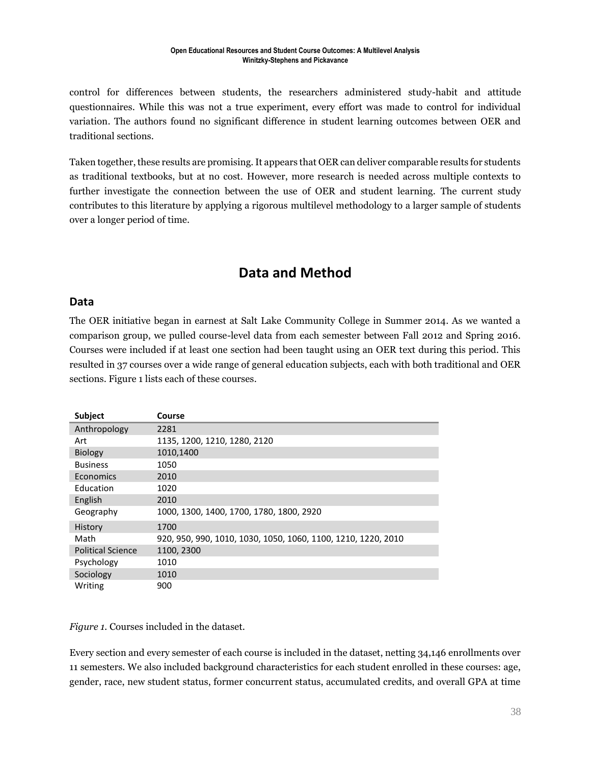control for differences between students, the researchers administered study-habit and attitude questionnaires. While this was not a true experiment, every effort was made to control for individual variation. The authors found no significant difference in student learning outcomes between OER and traditional sections.

Taken together, these results are promising. It appears that OER can deliver comparable results for students as traditional textbooks, but at no cost. However, more research is needed across multiple contexts to further investigate the connection between the use of OER and student learning. The current study contributes to this literature by applying a rigorous multilevel methodology to a larger sample of students over a longer period of time.

# Data and Method

## Data

The OER initiative began in earnest at Salt Lake Community College in Summer 2014. As we wanted a comparison group, we pulled course-level data from each semester between Fall 2012 and Spring 2016. Courses were included if at least one section had been taught using an OER text during this period. This resulted in 37 courses over a wide range of general education subjects, each with both traditional and OER sections. Figure 1 lists each of these courses.

| Subject | Course |
|---|---|
| Anthropology | 2281 |
| Art | 1135, 1200, 1210, 1280, 2120 |
| Biology | 1010,1400 |
| Business | 1050 |
| Economics | 2010 |
| Education | 1020 |
| English | 2010 |
| Geography | 1000, 1300, 1400, 1700, 1780, 1800, 2920 |
| History | 1700 |
| Math | 920, 950, 990, 1010, 1030, 1050, 1060, 1100, 1210, 1220, 2010 |
| Political Science | 1100, 2300 |
| Psychology | 1010 |
| Sociology | 1010 |
| Writing | 900 |

*Figure 1.* Courses included in the dataset.

Every section and every semester of each course is included in the dataset, netting 34,146 enrollments over 11 semesters. We also included background characteristics for each student enrolled in these courses: age, gender, race, new student status, former concurrent status, accumulated credits, and overall GPA at time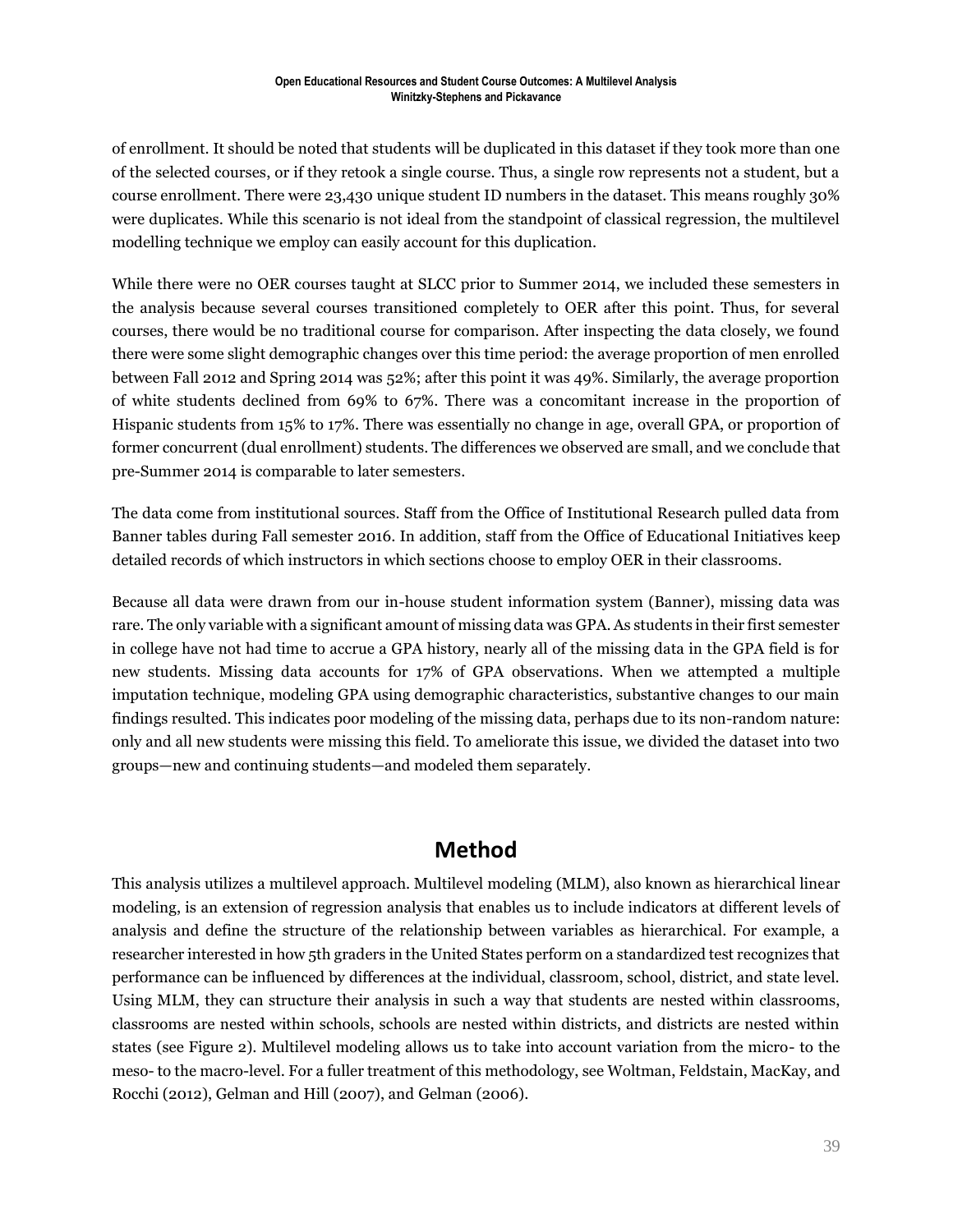of enrollment. It should be noted that students will be duplicated in this dataset if they took more than one of the selected courses, or if they retook a single course. Thus, a single row represents not a student, but a course enrollment. There were 23,430 unique student ID numbers in the dataset. This means roughly 30% were duplicates. While this scenario is not ideal from the standpoint of classical regression, the multilevel modelling technique we employ can easily account for this duplication.

While there were no OER courses taught at SLCC prior to Summer 2014, we included these semesters in the analysis because several courses transitioned completely to OER after this point. Thus, for several courses, there would be no traditional course for comparison. After inspecting the data closely, we found there were some slight demographic changes over this time period: the average proportion of men enrolled between Fall 2012 and Spring 2014 was 52%; after this point it was 49%. Similarly, the average proportion of white students declined from 69% to 67%. There was a concomitant increase in the proportion of Hispanic students from 15% to 17%. There was essentially no change in age, overall GPA, or proportion of former concurrent (dual enrollment) students. The differences we observed are small, and we conclude that pre-Summer 2014 is comparable to later semesters.

The data come from institutional sources. Staff from the Office of Institutional Research pulled data from Banner tables during Fall semester 2016. In addition, staff from the Office of Educational Initiatives keep detailed records of which instructors in which sections choose to employ OER in their classrooms.

Because all data were drawn from our in-house student information system (Banner), missing data was rare. The only variable with a significant amount of missing data was GPA. As students in their first semester in college have not had time to accrue a GPA history, nearly all of the missing data in the GPA field is for new students. Missing data accounts for 17% of GPA observations. When we attempted a multiple imputation technique, modeling GPA using demographic characteristics, substantive changes to our main findings resulted. This indicates poor modeling of the missing data, perhaps due to its non-random nature: only and all new students were missing this field. To ameliorate this issue, we divided the dataset into two groups—new and continuing students—and modeled them separately.

## Method

This analysis utilizes a multilevel approach. Multilevel modeling (MLM), also known as hierarchical linear modeling, is an extension of regression analysis that enables us to include indicators at different levels of analysis and define the structure of the relationship between variables as hierarchical. For example, a researcher interested in how 5th graders in the United States perform on a standardized test recognizes that performance can be influenced by differences at the individual, classroom, school, district, and state level. Using MLM, they can structure their analysis in such a way that students are nested within classrooms, classrooms are nested within schools, schools are nested within districts, and districts are nested within states (see Figure 2). Multilevel modeling allows us to take into account variation from the micro- to the meso- to the macro-level. For a fuller treatment of this methodology, see Woltman, Feldstain, MacKay, and Rocchi (2012), Gelman and Hill (2007), and Gelman (2006).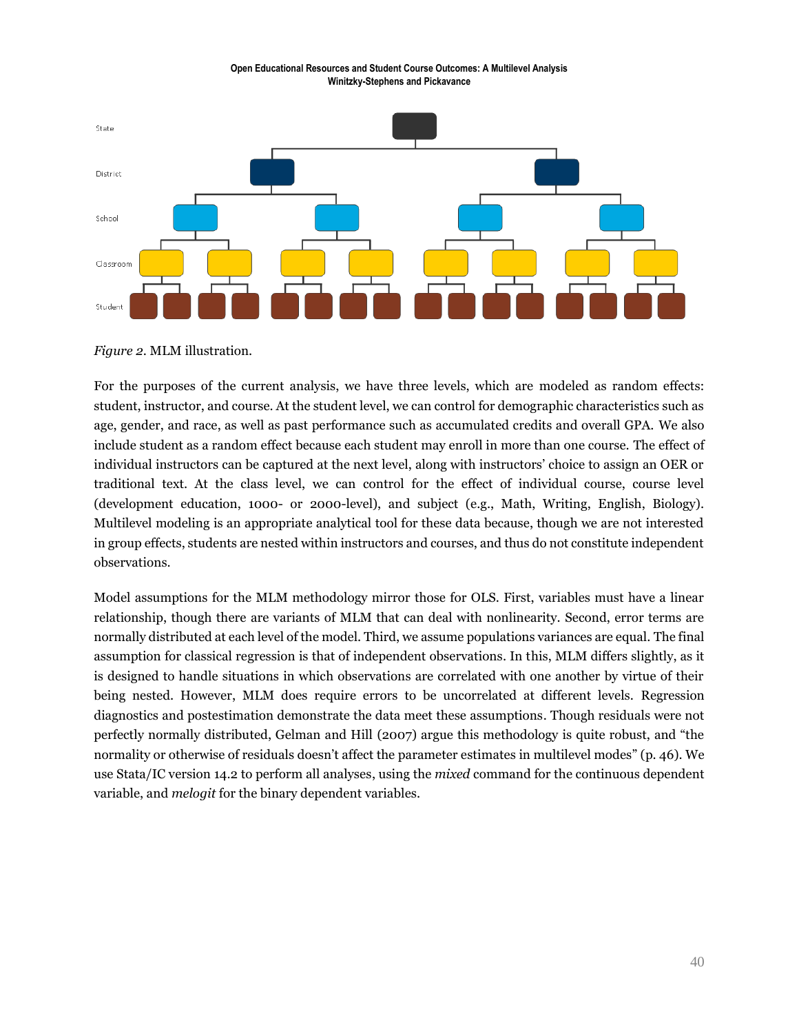State

District

School

Classroom

Student

*Figure 2*. MLM illustration.

For the purposes of the current analysis, we have three levels, which are modeled as random effects: student, instructor, and course. At the student level, we can control for demographic characteristics such as age, gender, and race, as well as past performance such as accumulated credits and overall GPA. We also include student as a random effect because each student may enroll in more than one course. The effect of individual instructors can be captured at the next level, along with instructors' choice to assign an OER or traditional text. At the class level, we can control for the effect of individual course, course level (development education, 1000- or 2000-level), and subject (e.g., Math, Writing, English, Biology). Multilevel modeling is an appropriate analytical tool for these data because, though we are not interested in group effects, students are nested within instructors and courses, and thus do not constitute independent observations.

Model assumptions for the MLM methodology mirror those for OLS. First, variables must have a linear relationship, though there are variants of MLM that can deal with nonlinearity. Second, error terms are normally distributed at each level of the model. Third, we assume populations variances are equal. The final assumption for classical regression is that of independent observations. In this, MLM differs slightly, as it is designed to handle situations in which observations are correlated with one another by virtue of their being nested. However, MLM does require errors to be uncorrelated at different levels. Regression diagnostics and postestimation demonstrate the data meet these assumptions. Though residuals were not perfectly normally distributed, Gelman and Hill (2007) argue this methodology is quite robust, and "the normality or otherwise of residuals doesn't affect the parameter estimates in multilevel modes" (p. 46). We use Stata/IC version 14.2 to perform all analyses, using the *mixed* command for the continuous dependent variable, and *melogit* for the binary dependent variables.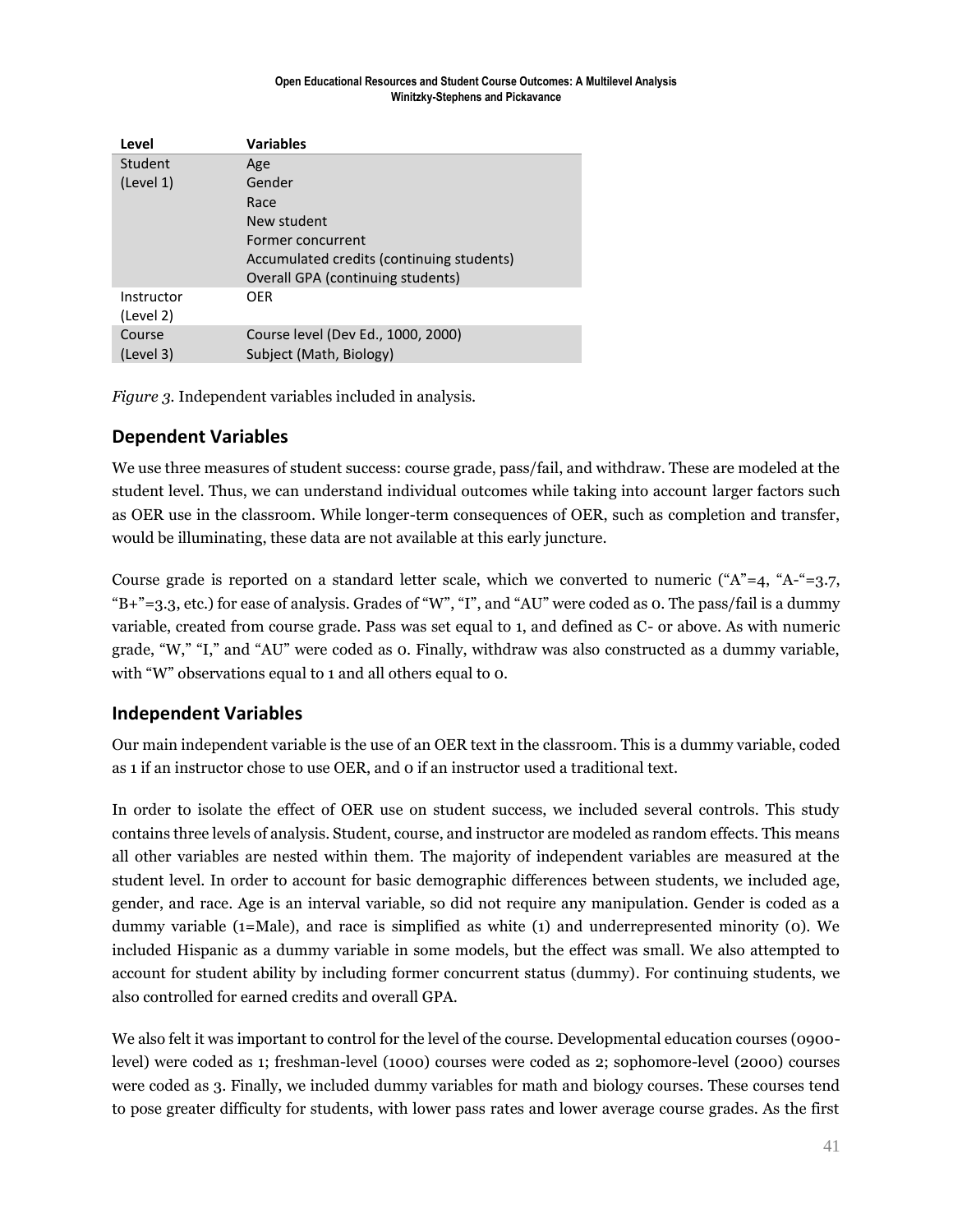| Level | Variables |
|---|---|
| Student (Level 1) | Age<br>Gender<br>Race<br>New student<br>Former concurrent<br>Accumulated credits (continuing students)<br>Overall GPA (continuing students) |
| Instructor (Level 2) | OER |
| Course (Level 3) | Course level (Dev Ed., 1000, 2000)<br>Subject (Math, Biology) |

*Figure 3.* Independent variables included in analysis.

## Dependent Variables

We use three measures of student success: course grade, pass/fail, and withdraw. These are modeled at the student level. Thus, we can understand individual outcomes while taking into account larger factors such as OER use in the classroom. While longer-term consequences of OER, such as completion and transfer, would be illuminating, these data are not available at this early juncture.

Course grade is reported on a standard letter scale, which we converted to numeric ("A"=4, "A-"=3.7, "B+"=3.3, etc.) for ease of analysis. Grades of "W", "I", and "AU" were coded as 0. The pass/fail is a dummy variable, created from course grade. Pass was set equal to 1, and defined as C- or above. As with numeric grade, "W," "I," and "AU" were coded as 0. Finally, withdraw was also constructed as a dummy variable, with "W" observations equal to 1 and all others equal to 0.

## Independent Variables

Our main independent variable is the use of an OER text in the classroom. This is a dummy variable, coded as 1 if an instructor chose to use OER, and 0 if an instructor used a traditional text.

In order to isolate the effect of OER use on student success, we included several controls. This study contains three levels of analysis. Student, course, and instructor are modeled as random effects. This means all other variables are nested within them. The majority of independent variables are measured at the student level. In order to account for basic demographic differences between students, we included age, gender, and race. Age is an interval variable, so did not require any manipulation. Gender is coded as a dummy variable (1=Male), and race is simplified as white (1) and underrepresented minority (0). We included Hispanic as a dummy variable in some models, but the effect was small. We also attempted to account for student ability by including former concurrent status (dummy). For continuing students, we also controlled for earned credits and overall GPA.

We also felt it was important to control for the level of the course. Developmental education courses (0900-level) were coded as 1; freshman-level (1000) courses were coded as 2; sophomore-level (2000) courses were coded as 3. Finally, we included dummy variables for math and biology courses. These courses tend to pose greater difficulty for students, with lower pass rates and lower average course grades. As the first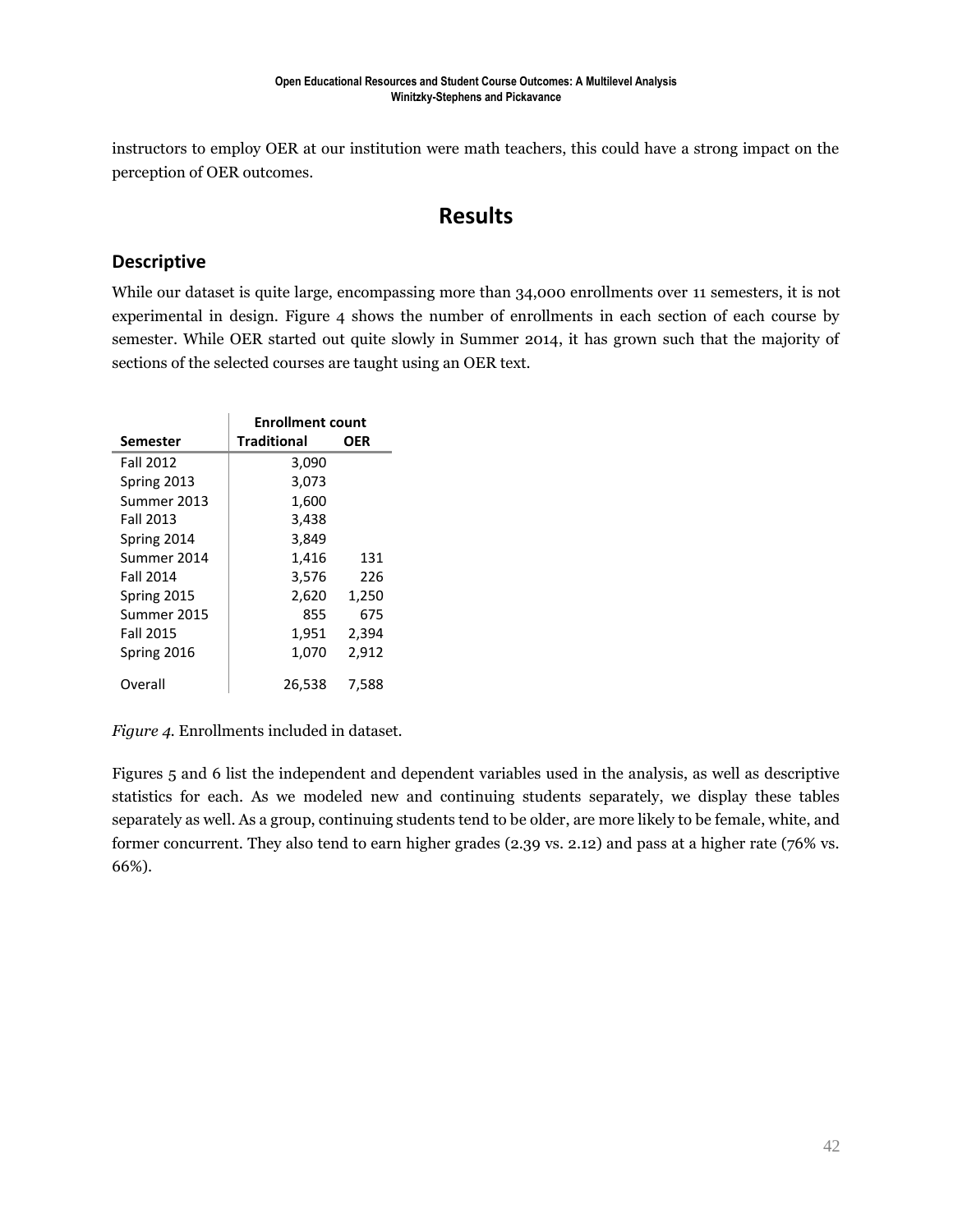instructors to employ OER at our institution were math teachers, this could have a strong impact on the perception of OER outcomes.

# Results

## Descriptive

While our dataset is quite large, encompassing more than 34,000 enrollments over 11 semesters, it is not experimental in design. Figure 4 shows the number of enrollments in each section of each course by semester. While OER started out quite slowly in Summer 2014, it has grown such that the majority of sections of the selected courses are taught using an OER text.

| | Enrollment count | |
|---|---|---|
| **Semester** | **Traditional** | **OER** |
| Fall 2012 | 3,090 | |
| Spring 2013 | 3,073 | |
| Summer 2013 | 1,600 | |
| Fall 2013 | 3,438 | |
| Spring 2014 | 3,849 | |
| Summer 2014 | 1,416 | 131 |
| Fall 2014 | 3,576 | 226 |
| Spring 2015 | 2,620 | 1,250 |
| Summer 2015 | 855 | 675 |
| Fall 2015 | 1,951 | 2,394 |
| Spring 2016 | 1,070 | 2,912 |
| Overall | 26,538 | 7,588 |

*Figure 4.* Enrollments included in dataset.

Figures 5 and 6 list the independent and dependent variables used in the analysis, as well as descriptive statistics for each. As we modeled new and continuing students separately, we display these tables separately as well. As a group, continuing students tend to be older, are more likely to be female, white, and former concurrent. They also tend to earn higher grades (2.39 vs. 2.12) and pass at a higher rate (76% vs. 66%).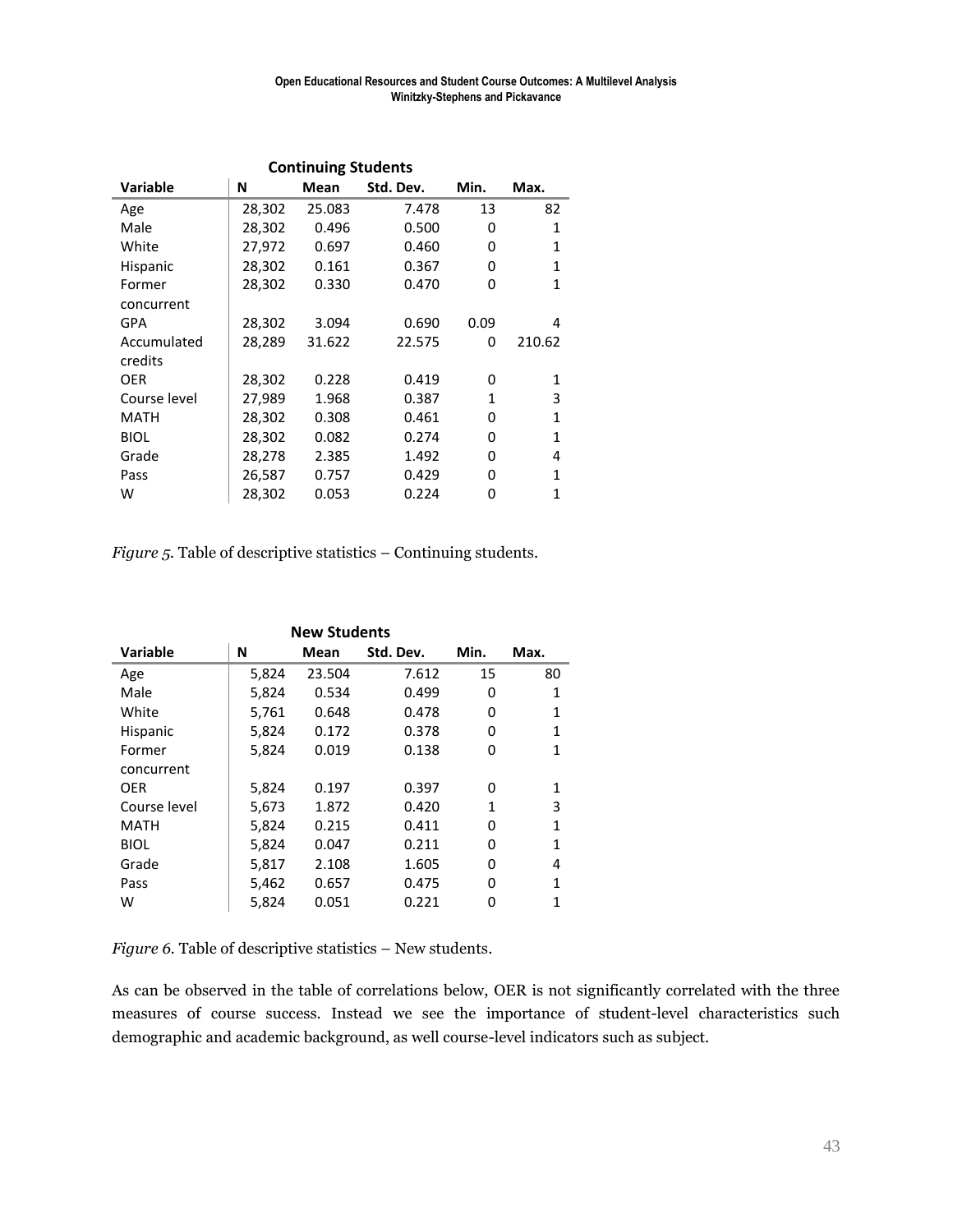| Continuing Students | | | | | |
|---|---|---|---|---|---|
| **Variable** | **N** | **Mean** | **Std. Dev.** | **Min.** | **Max.** |
| Age | 28,302 | 25.083 | 7.478 | 13 | 82 |
| Male | 28,302 | 0.496 | 0.500 | 0 | 1 |
| White | 27,972 | 0.697 | 0.460 | 0 | 1 |
| Hispanic | 28,302 | 0.161 | 0.367 | 0 | 1 |
| Former concurrent | 28,302 | 0.330 | 0.470 | 0 | 1 |
| GPA | 28,302 | 3.094 | 0.690 | 0.09 | 4 |
| Accumulated credits | 28,289 | 31.622 | 22.575 | 0 | 210.62 |
| OER | 28,302 | 0.228 | 0.419 | 0 | 1 |
| Course level | 27,989 | 1.968 | 0.387 | 1 | 3 |
| MATH | 28,302 | 0.308 | 0.461 | 0 | 1 |
| BIOL | 28,302 | 0.082 | 0.274 | 0 | 1 |
| Grade | 28,278 | 2.385 | 1.492 | 0 | 4 |
| Pass | 26,587 | 0.757 | 0.429 | 0 | 1 |
| W | 28,302 | 0.053 | 0.224 | 0 | 1 |

*Figure 5.* Table of descriptive statistics – Continuing students.

| New Students | | | | | |
|---|---|---|---|---|---|
| **Variable** | **N** | **Mean** | **Std. Dev.** | **Min.** | **Max.** |
| Age | 5,824 | 23.504 | 7.612 | 15 | 80 |
| Male | 5,824 | 0.534 | 0.499 | 0 | 1 |
| White | 5,761 | 0.648 | 0.478 | 0 | 1 |
| Hispanic | 5,824 | 0.172 | 0.378 | 0 | 1 |
| Former concurrent | 5,824 | 0.019 | 0.138 | 0 | 1 |
| OER | 5,824 | 0.197 | 0.397 | 0 | 1 |
| Course level | 5,673 | 1.872 | 0.420 | 1 | 3 |
| MATH | 5,824 | 0.215 | 0.411 | 0 | 1 |
| BIOL | 5,824 | 0.047 | 0.211 | 0 | 1 |
| Grade | 5,817 | 2.108 | 1.605 | 0 | 4 |
| Pass | 5,462 | 0.657 | 0.475 | 0 | 1 |
| W | 5,824 | 0.051 | 0.221 | 0 | 1 |

*Figure 6.* Table of descriptive statistics – New students.

As can be observed in the table of correlations below, OER is not significantly correlated with the three measures of course success. Instead we see the importance of student-level characteristics such demographic and academic background, as well course-level indicators such as subject.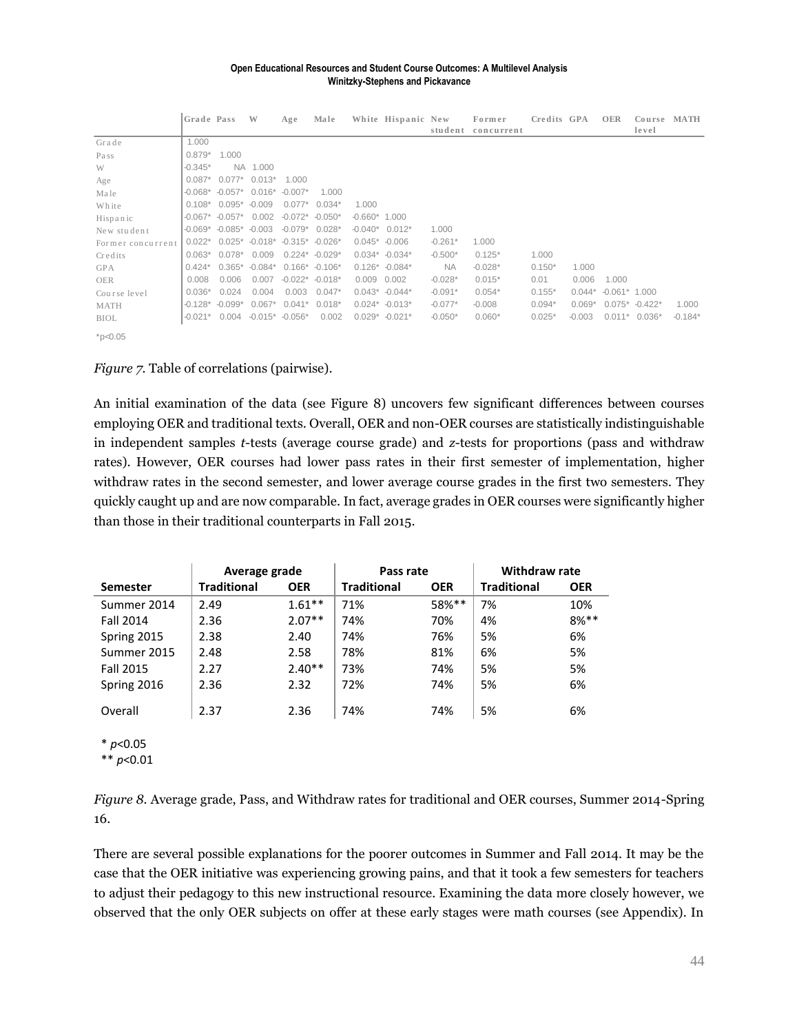| | Grade | Pass | W | Age | Male | White | Hispanic | New student | Former concurrent | Credits | GPA | OER | Course level | MATH |
|---|---|---|---|---|---|---|---|---|---|---|---|---|---|---|
| Grade | 1.000 | | | | | | | | | | | | | |
| Pass | 0.879* | 1.000 | | | | | | | | | | | | |
| W | -0.345* | NA | 1.000 | | | | | | | | | | | |
| Age | 0.087* | 0.077* | 0.013* | 1.000 | | | | | | | | | | |
| Male | -0.068* | -0.057* | 0.016* | -0.007* | 1.000 | | | | | | | | | |
| White | 0.108* | 0.095* | -0.009 | 0.077* | 0.034* | 1.000 | | | | | | | | |
| Hispanic | -0.067* | -0.057* | 0.002 | -0.072* | -0.050* | -0.660* | 1.000 | | | | | | | |
| New student | -0.069* | -0.085* | -0.003 | -0.079* | 0.028* | -0.040* | 0.012* | 1.000 | | | | | | |
| Former concurrent | 0.022* | 0.025* | -0.018* | -0.315* | -0.026* | 0.045* | -0.006 | -0.261* | 1.000 | | | | | |
| Credits | 0.063* | 0.078* | 0.009 | 0.224* | -0.029* | 0.034* | -0.034* | -0.500* | 0.125* | 1.000 | | | | |
| GPA | 0.424* | 0.365* | -0.084* | 0.166* | -0.106* | 0.126* | -0.084* | NA | -0.028* | 0.150* | 1.000 | | | |
| OER | 0.008 | 0.006 | 0.007 | -0.022* | -0.018* | 0.009 | 0.002 | -0.028* | 0.015* | 0.01 | 0.006 | 1.000 | | |
| Course level | 0.036* | 0.024 | 0.004 | 0.003 | 0.047* | 0.043* | -0.044* | -0.091* | 0.054* | 0.155* | 0.044* | -0.061* | 1.000 | |
| MATH | -0.128* | -0.099* | 0.067* | 0.041* | 0.018* | 0.024* | -0.013* | -0.077* | -0.008 | 0.094* | 0.069* | 0.075* | -0.422* | 1.000 |
| BIOL | -0.021* | 0.004 | -0.015* | -0.056* | 0.002 | 0.029* | -0.021* | -0.050* | 0.060* | 0.025* | -0.003 | 0.011* | 0.036* | -0.184* |

*p<0.05

*Figure 7.* Table of correlations (pairwise).

An initial examination of the data (see Figure 8) uncovers few significant differences between courses employing OER and traditional texts. Overall, OER and non-OER courses are statistically indistinguishable in independent samples *t*-tests (average course grade) and *z*-tests for proportions (pass and withdraw rates). However, OER courses had lower pass rates in their first semester of implementation, higher withdraw rates in the second semester, and lower average course grades in the first two semesters. They quickly caught up and are now comparable. In fact, average grades in OER courses were significantly higher than those in their traditional counterparts in Fall 2015.

| | Average grade | | Pass rate | | Withdraw rate | |
|---|---|---|---|---|---|---|
| **Semester** | **Traditional** | **OER** | **Traditional** | **OER** | **Traditional** | **OER** |
| Summer 2014 | 2.49 | 1.61** | 71% | 58%** | 7% | 10% |
| Fall 2014 | 2.36 | 2.07** | 74% | 70% | 4% | 8%** |
| Spring 2015 | 2.38 | 2.40 | 74% | 76% | 5% | 6% |
| Summer 2015 | 2.48 | 2.58 | 78% | 81% | 6% | 5% |
| Fall 2015 | 2.27 | 2.40** | 73% | 74% | 5% | 5% |
| Spring 2016 | 2.36 | 2.32 | 72% | 74% | 5% | 6% |
| Overall | 2.37 | 2.36 | 74% | 74% | 5% | 6% |

\* $p<0.05$
** $p<0.01$

*Figure 8.* Average grade, Pass, and Withdraw rates for traditional and OER courses, Summer 2014-Spring 16.

There are several possible explanations for the poorer outcomes in Summer and Fall 2014. It may be the case that the OER initiative was experiencing growing pains, and that it took a few semesters for teachers to adjust their pedagogy to this new instructional resource. Examining the data more closely however, we observed that the only OER subjects on offer at these early stages were math courses (see Appendix). In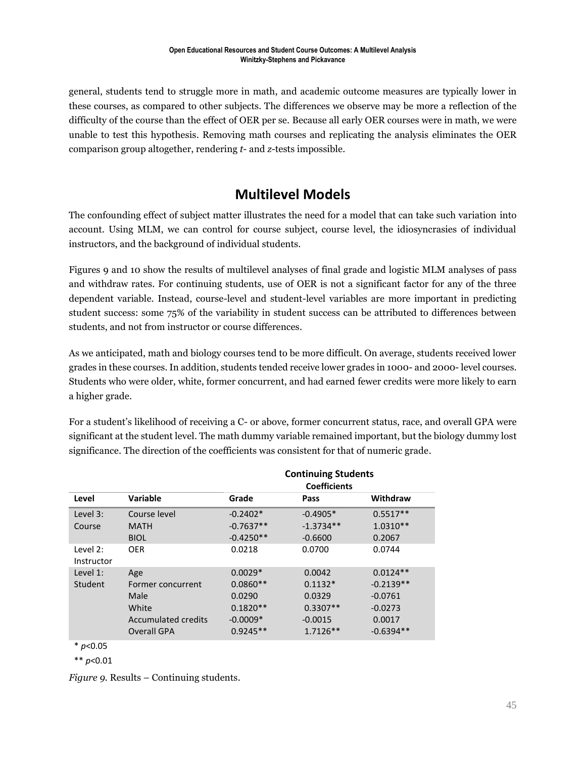general, students tend to struggle more in math, and academic outcome measures are typically lower in these courses, as compared to other subjects. The differences we observe may be more a reflection of the difficulty of the course than the effect of OER per se. Because all early OER courses were in math, we were unable to test this hypothesis. Removing math courses and replicating the analysis eliminates the OER comparison group altogether, rendering *t*- and *z*-tests impossible.

## Multilevel Models

The confounding effect of subject matter illustrates the need for a model that can take such variation into account. Using MLM, we can control for course subject, course level, the idiosyncrasies of individual instructors, and the background of individual students.

Figures 9 and 10 show the results of multilevel analyses of final grade and logistic MLM analyses of pass and withdraw rates. For continuing students, use of OER is not a significant factor for any of the three dependent variable. Instead, course-level and student-level variables are more important in predicting student success: some 75% of the variability in student success can be attributed to differences between students, and not from instructor or course differences.

As we anticipated, math and biology courses tend to be more difficult. On average, students received lower grades in these courses. In addition, students tended receive lower grades in 1000- and 2000- level courses. Students who were older, white, former concurrent, and had earned fewer credits were more likely to earn a higher grade.

For a student's likelihood of receiving a C- or above, former concurrent status, race, and overall GPA were significant at the student level. The math dummy variable remained important, but the biology dummy lost significance. The direction of the coefficients was consistent for that of numeric grade.

| | | **Continuing Students** | | |
|---|---|---|---|---|
| | | **Coefficients** | | |
| **Level** | **Variable** | **Grade** | **Pass** | **Withdraw** |
| Level 3: Course | Course level | -0.2402* | -0.4905* | 0.5517** |
| | MATH | -0.7637** | -1.3734** | 1.0310** |
| | BIOL | -0.4250** | -0.6600 | 0.2067 |
| Level 2: Instructor | OER | 0.0218 | 0.0700 | 0.0744 |
| Level 1: Student | Age | 0.0029* | 0.0042 | 0.0124** |
| | Former concurrent | 0.0860** | 0.1132* | -0.2139** |
| | Male | 0.0290 | 0.0329 | -0.0761 |
| | White | 0.1820** | 0.3307** | -0.0273 |
| | Accumulated credits | -0.0009* | -0.0015 | 0.0017 |
| | Overall GPA | 0.9245** | 1.7126** | -0.6394** |

\* $p<0.05$

\*\* $p<0.01$

*Figure 9.* Results – Continuing students.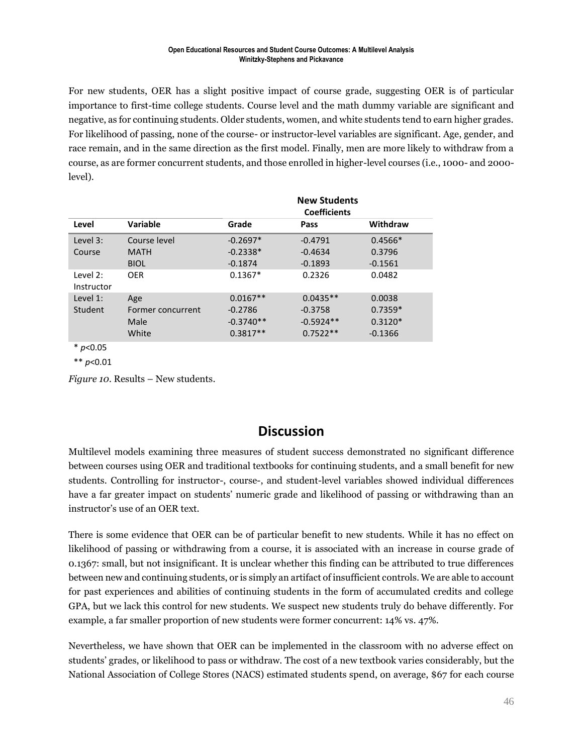For new students, OER has a slight positive impact of course grade, suggesting OER is of particular importance to first-time college students. Course level and the math dummy variable are significant and negative, as for continuing students. Older students, women, and white students tend to earn higher grades. For likelihood of passing, none of the course- or instructor-level variables are significant. Age, gender, and race remain, and in the same direction as the first model. Finally, men are more likely to withdraw from a course, as are former concurrent students, and those enrolled in higher-level courses (i.e., 1000- and 2000-level).

| | | New Students Coefficients | | |
|---|---|---|---|---|
| **Level** | **Variable** | **Grade** | **Pass** | **Withdraw** |
| Level 3: Course | Course level | -0.2697* | -0.4791 | 0.4566* |
| | MATH | -0.2338* | -0.4634 | 0.3796 |
| | BIOL | -0.1874 | -0.1893 | -0.1561 |
| Level 2: Instructor | OER | 0.1367* | 0.2326 | 0.0482 |
| Level 1: Student | Age | 0.0167** | 0.0435** | 0.0038 |
| | Former concurrent | -0.2786 | -0.3758 | 0.7359* |
| | Male | -0.3740** | -0.5924** | 0.3120* |
| | White | 0.3817** | 0.7522** | -0.1366 |

\* $p<0.05$

\*\* $p<0.01$

*Figure 10.* Results – New students.

## Discussion

Multilevel models examining three measures of student success demonstrated no significant difference between courses using OER and traditional textbooks for continuing students, and a small benefit for new students. Controlling for instructor-, course-, and student-level variables showed individual differences have a far greater impact on students' numeric grade and likelihood of passing or withdrawing than an instructor's use of an OER text.

There is some evidence that OER can be of particular benefit to new students. While it has no effect on likelihood of passing or withdrawing from a course, it is associated with an increase in course grade of 0.1367: small, but not insignificant. It is unclear whether this finding can be attributed to true differences between new and continuing students, or is simply an artifact of insufficient controls. We are able to account for past experiences and abilities of continuing students in the form of accumulated credits and college GPA, but we lack this control for new students. We suspect new students truly do behave differently. For example, a far smaller proportion of new students were former concurrent: 14% vs. 47%.

Nevertheless, we have shown that OER can be implemented in the classroom with no adverse effect on students' grades, or likelihood to pass or withdraw. The cost of a new textbook varies considerably, but the National Association of College Stores (NACS) estimated students spend, on average, $67 for each course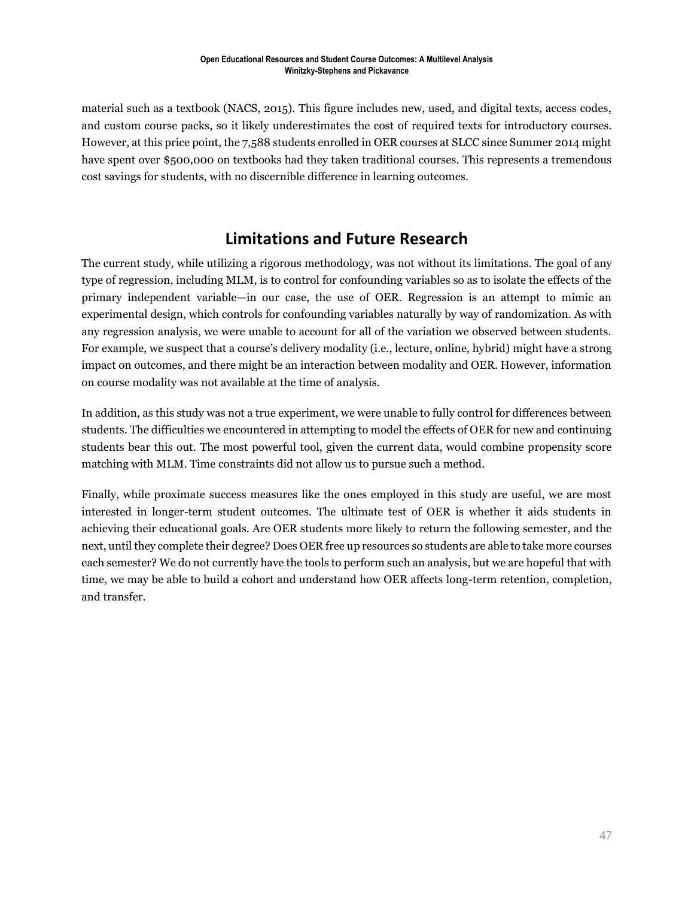material such as a textbook (NACS, 2015). This figure includes new, used, and digital texts, access codes, and custom course packs, so it likely underestimates the cost of required texts for introductory courses. However, at this price point, the 7,588 students enrolled in OER courses at SLCC since Summer 2014 might have spent over $500,000 on textbooks had they taken traditional courses. This represents a tremendous cost savings for students, with no discernible difference in learning outcomes.

## Limitations and Future Research

The current study, while utilizing a rigorous methodology, was not without its limitations. The goal of any type of regression, including MLM, is to control for confounding variables so as to isolate the effects of the primary independent variable—in our case, the use of OER. Regression is an attempt to mimic an experimental design, which controls for confounding variables naturally by way of randomization. As with any regression analysis, we were unable to account for all of the variation we observed between students. For example, we suspect that a course's delivery modality (i.e., lecture, online, hybrid) might have a strong impact on outcomes, and there might be an interaction between modality and OER. However, information on course modality was not available at the time of analysis.

In addition, as this study was not a true experiment, we were unable to fully control for differences between students. The difficulties we encountered in attempting to model the effects of OER for new and continuing students bear this out. The most powerful tool, given the current data, would combine propensity score matching with MLM. Time constraints did not allow us to pursue such a method.

Finally, while proximate success measures like the ones employed in this study are useful, we are most interested in longer-term student outcomes. The ultimate test of OER is whether it aids students in achieving their educational goals. Are OER students more likely to return the following semester, and the next, until they complete their degree? Does OER free up resources so students are able to take more courses each semester? We do not currently have the tools to perform such an analysis, but we are hopeful that with time, we may be able to build a cohort and understand how OER affects long-term retention, completion, and transfer.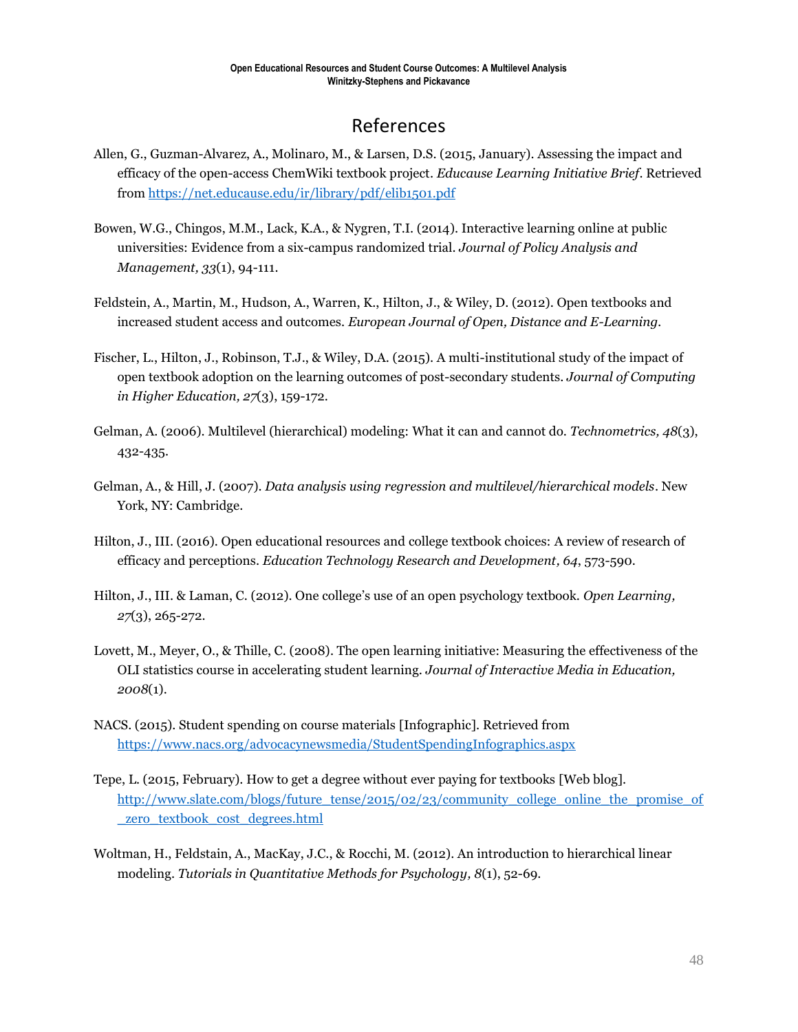# References

Allen, G., Guzman-Alvarez, A., Molinaro, M., & Larsen, D.S. (2015, January). Assessing the impact and efficacy of the open-access ChemWiki textbook project. *Educause Learning Initiative Brief*. Retrieved from https://net.educause.edu/ir/library/pdf/elib1501.pdf

Bowen, W.G., Chingos, M.M., Lack, K.A., & Nygren, T.I. (2014). Interactive learning online at public universities: Evidence from a six-campus randomized trial. *Journal of Policy Analysis and Management, 33*(1), 94-111.

Feldstein, A., Martin, M., Hudson, A., Warren, K., Hilton, J., & Wiley, D. (2012). Open textbooks and increased student access and outcomes. *European Journal of Open, Distance and E-Learning*.

Fischer, L., Hilton, J., Robinson, T.J., & Wiley, D.A. (2015). A multi-institutional study of the impact of open textbook adoption on the learning outcomes of post-secondary students. *Journal of Computing in Higher Education, 27*(3), 159-172.

Gelman, A. (2006). Multilevel (hierarchical) modeling: What it can and cannot do. *Technometrics, 48*(3), 432-435.

Gelman, A., & Hill, J. (2007). *Data analysis using regression and multilevel/hierarchical models*. New York, NY: Cambridge.

Hilton, J., III. (2016). Open educational resources and college textbook choices: A review of research of efficacy and perceptions. *Education Technology Research and Development, 64*, 573-590.

Hilton, J., III. & Laman, C. (2012). One college's use of an open psychology textbook. *Open Learning, 27*(3), 265-272.

Lovett, M., Meyer, O., & Thille, C. (2008). The open learning initiative: Measuring the effectiveness of the OLI statistics course in accelerating student learning. *Journal of Interactive Media in Education, 2008*(1).

NACS. (2015). Student spending on course materials [Infographic]. Retrieved from https://www.nacs.org/advocacynewsmedia/StudentSpendingInfographics.aspx

Tepe, L. (2015, February). How to get a degree without ever paying for textbooks [Web blog]. http://www.slate.com/blogs/future_tense/2015/02/23/community_college_online_the_promise_of_zero_textbook_cost_degrees.html

Woltman, H., Feldstain, A., MacKay, J.C., & Rocchi, M. (2012). An introduction to hierarchical linear modeling. *Tutorials in Quantitative Methods for Psychology, 8*(1), 52-69.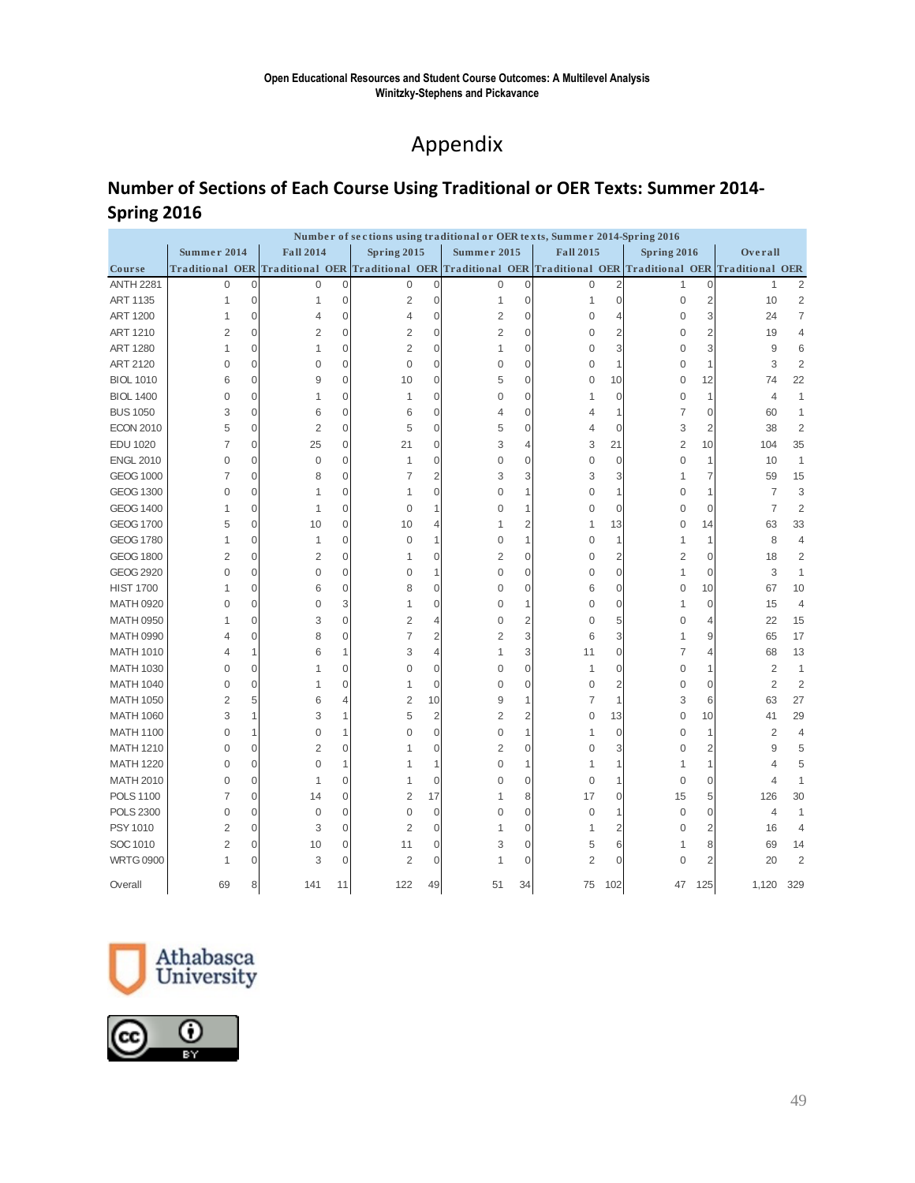# Appendix

## Number of Sections of Each Course Using Traditional or OER Texts: Summer 2014-Spring 2016

| Number of sections using traditional or OER texts, Summer 2014-Spring 2016 | | | | | | | | | | | | | | |
|---|---|---|---|---|---|---|---|---|---|---|---|---|---|---|
| | Summer 2014 | | Fall 2014 | | Spring 2015 | | Summer 2015 | | Fall 2015 | | Spring 2016 | | Overall | |
| Course | Traditional | OER | Traditional | OER | Traditional | OER | Traditional | OER | Traditional | OER | Traditional | OER | Traditional | OER |
| ANTH 2281 | 0 | 0 | 0 | 0 | 0 | 0 | 0 | 0 | 0 | 2 | 1 | 0 | 1 | 2 |
| ART 1135 | 1 | 0 | 1 | 0 | 2 | 0 | 1 | 0 | 1 | 0 | 0 | 2 | 10 | 2 |
| ART 1200 | 1 | 0 | 4 | 0 | 4 | 0 | 2 | 0 | 0 | 4 | 0 | 3 | 24 | 7 |
| ART 1210 | 2 | 0 | 2 | 0 | 2 | 0 | 2 | 0 | 0 | 2 | 0 | 2 | 19 | 4 |
| ART 1280 | 1 | 0 | 1 | 0 | 2 | 0 | 1 | 0 | 0 | 3 | 0 | 3 | 9 | 6 |
| ART 2120 | 0 | 0 | 0 | 0 | 0 | 0 | 0 | 0 | 0 | 1 | 0 | 1 | 3 | 2 |
| BIOL 1010 | 6 | 0 | 9 | 0 | 10 | 0 | 5 | 0 | 0 | 10 | 0 | 12 | 74 | 22 |
| BIOL 1400 | 0 | 0 | 1 | 0 | 1 | 0 | 0 | 0 | 1 | 0 | 0 | 1 | 4 | 1 |
| BUS 1050 | 3 | 0 | 6 | 0 | 6 | 0 | 4 | 0 | 4 | 1 | 7 | 0 | 60 | 1 |
| ECON 2010 | 5 | 0 | 2 | 0 | 5 | 0 | 5 | 0 | 4 | 0 | 3 | 2 | 38 | 2 |
| EDU 1020 | 7 | 0 | 25 | 0 | 21 | 0 | 3 | 4 | 3 | 21 | 2 | 10 | 104 | 35 |
| ENGL 2010 | 0 | 0 | 0 | 0 | 1 | 0 | 0 | 0 | 0 | 0 | 0 | 1 | 10 | 1 |
| GEOG 1000 | 7 | 0 | 8 | 0 | 7 | 2 | 3 | 3 | 3 | 3 | 1 | 7 | 59 | 15 |
| GEOG 1300 | 0 | 0 | 1 | 0 | 1 | 0 | 0 | 1 | 0 | 1 | 0 | 1 | 7 | 3 |
| GEOG 1400 | 1 | 0 | 1 | 0 | 0 | 1 | 0 | 1 | 0 | 0 | 0 | 0 | 7 | 2 |
| GEOG 1700 | 5 | 0 | 10 | 0 | 10 | 4 | 1 | 2 | 1 | 13 | 0 | 14 | 63 | 33 |
| GEOG 1780 | 1 | 0 | 1 | 0 | 0 | 1 | 0 | 1 | 0 | 1 | 1 | 1 | 8 | 4 |
| GEOG 1800 | 2 | 0 | 2 | 0 | 1 | 0 | 2 | 0 | 0 | 2 | 2 | 0 | 18 | 2 |
| GEOG 2920 | 0 | 0 | 0 | 0 | 0 | 1 | 0 | 0 | 0 | 0 | 1 | 0 | 3 | 1 |
| HIST 1700 | 1 | 0 | 6 | 0 | 8 | 0 | 0 | 0 | 6 | 0 | 0 | 10 | 67 | 10 |
| MATH 0920 | 0 | 0 | 0 | 3 | 1 | 0 | 0 | 1 | 0 | 0 | 1 | 0 | 15 | 4 |
| MATH 0950 | 1 | 0 | 3 | 0 | 2 | 4 | 0 | 2 | 0 | 5 | 0 | 4 | 22 | 15 |
| MATH 0990 | 4 | 0 | 8 | 0 | 7 | 2 | 2 | 3 | 6 | 3 | 1 | 9 | 65 | 17 |
| MATH 1010 | 4 | 1 | 6 | 1 | 3 | 4 | 1 | 3 | 11 | 0 | 7 | 4 | 68 | 13 |
| MATH 1030 | 0 | 0 | 1 | 0 | 0 | 0 | 0 | 0 | 1 | 0 | 0 | 1 | 2 | 1 |
| MATH 1040 | 0 | 0 | 1 | 0 | 1 | 0 | 0 | 0 | 0 | 2 | 0 | 0 | 2 | 2 |
| MATH 1050 | 2 | 5 | 6 | 4 | 2 | 10 | 9 | 1 | 7 | 1 | 3 | 6 | 63 | 27 |
| MATH 1060 | 3 | 1 | 3 | 1 | 5 | 2 | 2 | 2 | 0 | 13 | 0 | 10 | 41 | 29 |
| MATH 1100 | 0 | 1 | 0 | 1 | 0 | 0 | 0 | 1 | 1 | 0 | 0 | 1 | 2 | 4 |
| MATH 1210 | 0 | 0 | 2 | 0 | 1 | 0 | 2 | 0 | 0 | 3 | 0 | 2 | 9 | 5 |
| MATH 1220 | 0 | 0 | 0 | 1 | 1 | 1 | 0 | 1 | 1 | 1 | 1 | 1 | 4 | 5 |
| MATH 2010 | 0 | 0 | 1 | 0 | 1 | 0 | 0 | 0 | 0 | 1 | 0 | 0 | 4 | 1 |
| POLS 1100 | 7 | 0 | 14 | 0 | 2 | 17 | 1 | 8 | 17 | 0 | 15 | 5 | 126 | 30 |
| POLS 2300 | 0 | 0 | 0 | 0 | 0 | 0 | 0 | 0 | 0 | 1 | 0 | 0 | 4 | 1 |
| PSY 1010 | 2 | 0 | 3 | 0 | 2 | 0 | 1 | 0 | 1 | 2 | 0 | 2 | 16 | 4 |
| SOC 1010 | 2 | 0 | 10 | 0 | 11 | 0 | 3 | 0 | 5 | 6 | 1 | 8 | 69 | 14 |
| WRTG 0900 | 1 | 0 | 3 | 0 | 2 | 0 | 1 | 0 | 2 | 0 | 0 | 2 | 20 | 2 |
| Overall | 69 | 8 | 141 | 11 | 122 | 49 | 51 | 34 | 75 | 102 | 47 | 125 | 1,120 | 329 |